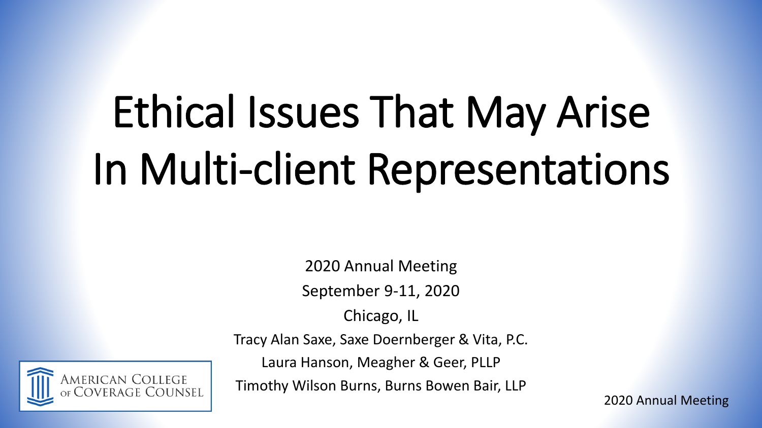# Ethical Issues That May Arise In Multi-client Representations

2020 Annual Meeting

September 9-11, 2020

Chicago, IL

Tracy Alan Saxe, Saxe Doernberger & Vita, P.C.

Laura Hanson, Meagher & Geer, PLLP

Timothy Wilson Burns, Burns Bowen Bair, LLP

American College of Coverage Counsel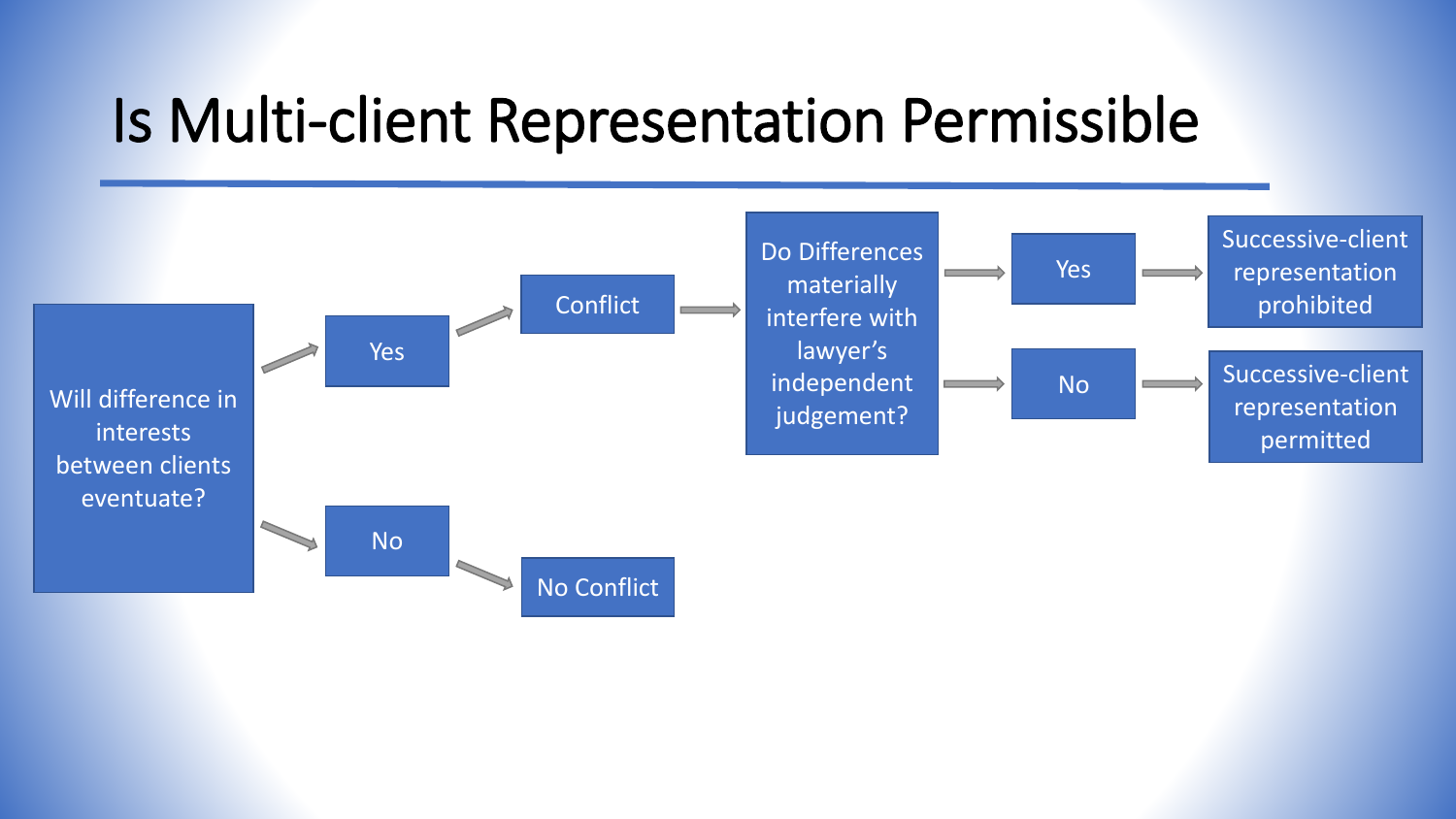# Is Multi-client Representation Permissible

- **Will difference in interests between clients eventuate?**
  - **Yes** → **Conflict** → **Do Differences materially interfere with lawyer's independent judgement?**
    - **Yes** → Successive-client representation prohibited
    - **No** → Successive-client representation permitted
  - **No** → **No Conflict**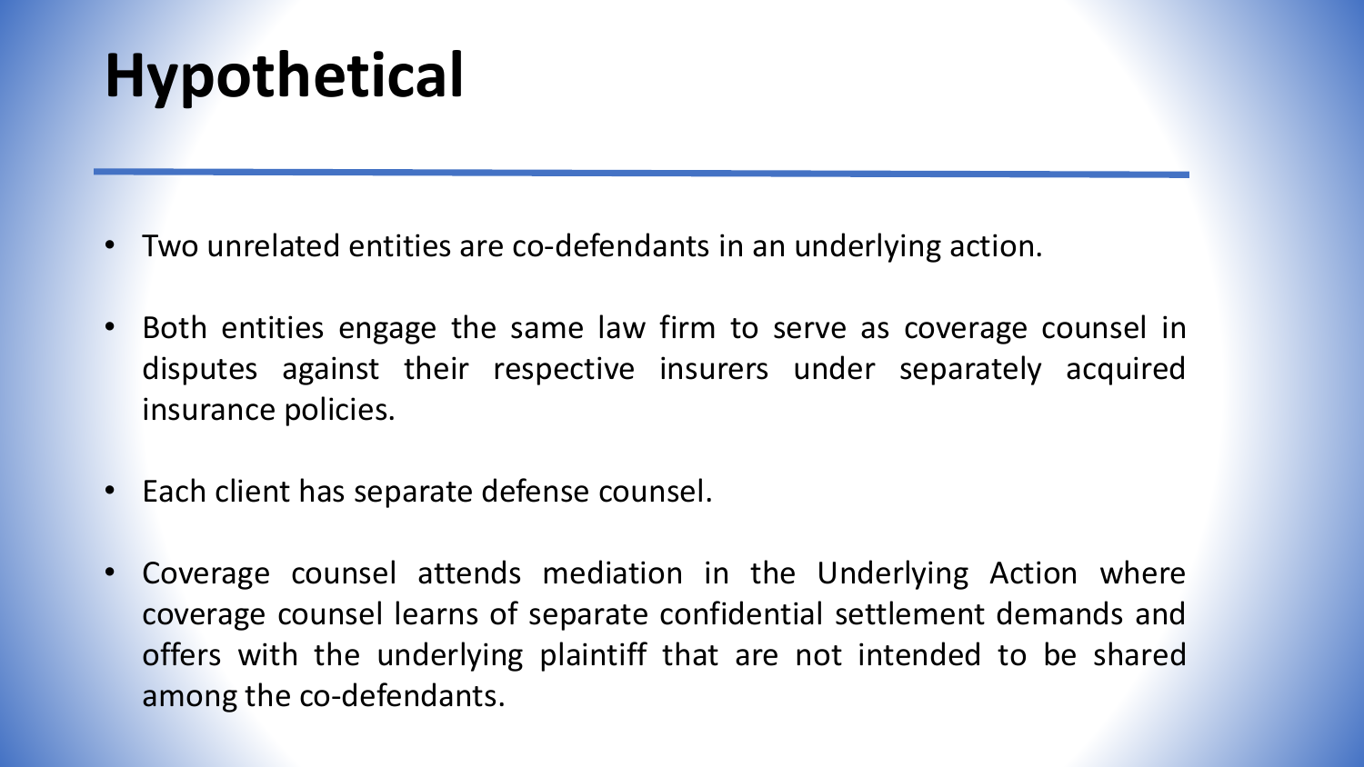# Hypothetical

- Two unrelated entities are co-defendants in an underlying action.
- Both entities engage the same law firm to serve as coverage counsel in disputes against their respective insurers under separately acquired insurance policies.
- Each client has separate defense counsel.
- Coverage counsel attends mediation in the Underlying Action where coverage counsel learns of separate confidential settlement demands and offers with the underlying plaintiff that are not intended to be shared among the co-defendants.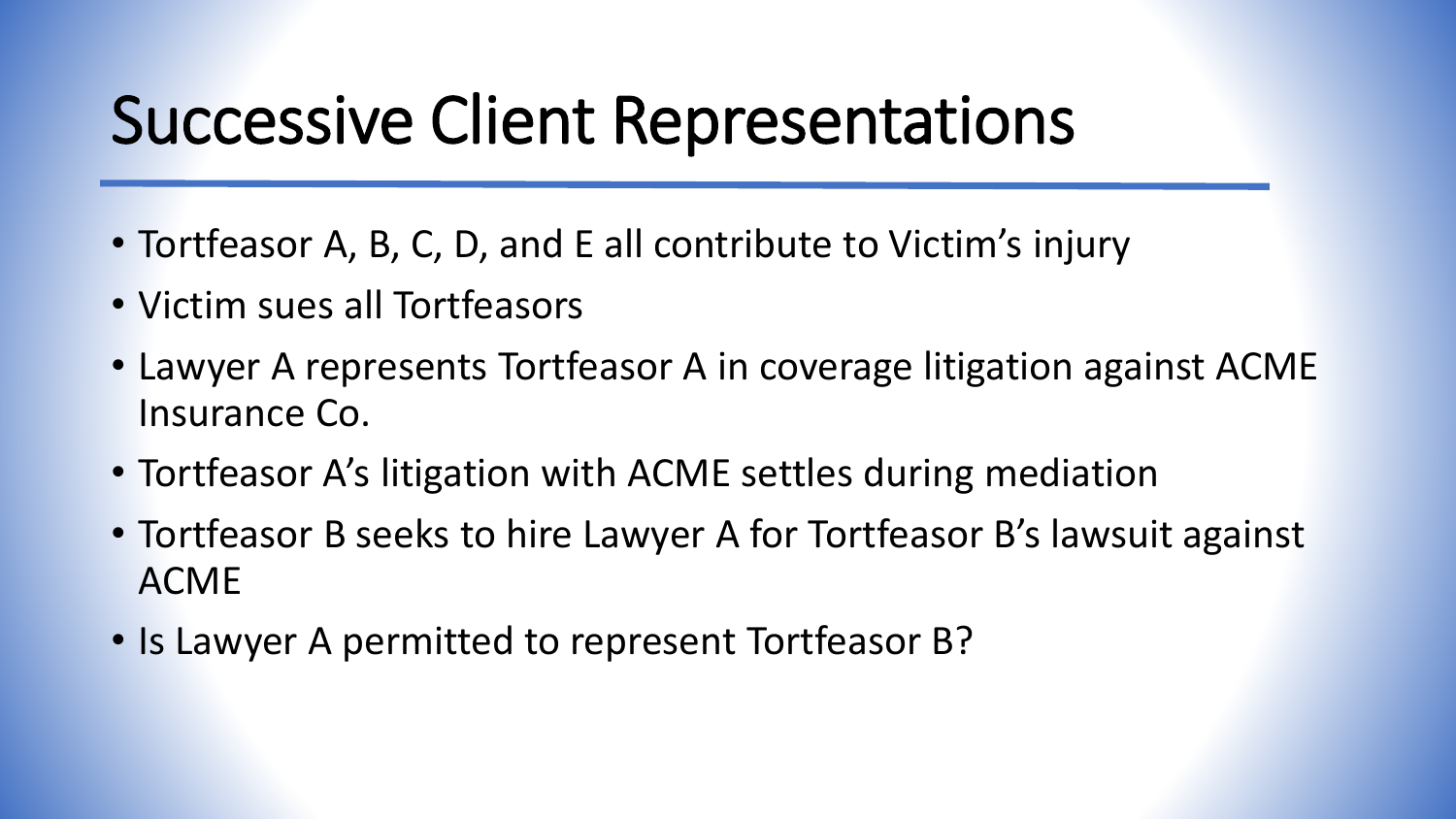# Successive Client Representations

- Tortfeasor A, B, C, D, and E all contribute to Victim's injury
- Victim sues all Tortfeasors
- Lawyer A represents Tortfeasor A in coverage litigation against ACME Insurance Co.
- Tortfeasor A's litigation with ACME settles during mediation
- Tortfeasor B seeks to hire Lawyer A for Tortfeasor B's lawsuit against ACME
- Is Lawyer A permitted to represent Tortfeasor B?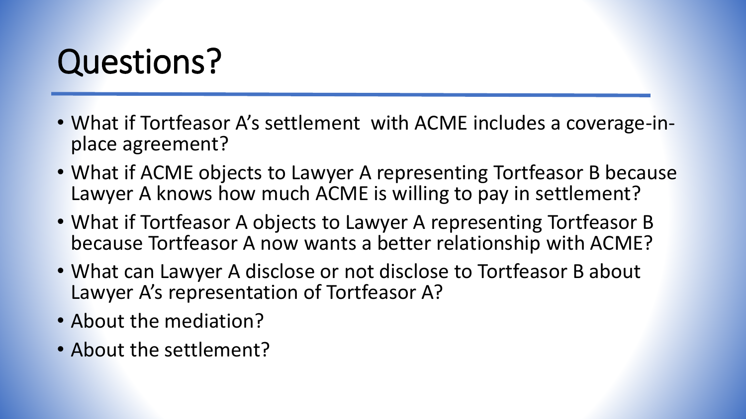# Questions?

- What if Tortfeasor A's settlement with ACME includes a coverage-in-place agreement?
- What if ACME objects to Lawyer A representing Tortfeasor B because Lawyer A knows how much ACME is willing to pay in settlement?
- What if Tortfeasor A objects to Lawyer A representing Tortfeasor B because Tortfeasor A now wants a better relationship with ACME?
- What can Lawyer A disclose or not disclose to Tortfeasor B about Lawyer A's representation of Tortfeasor A?
- About the mediation?
- About the settlement?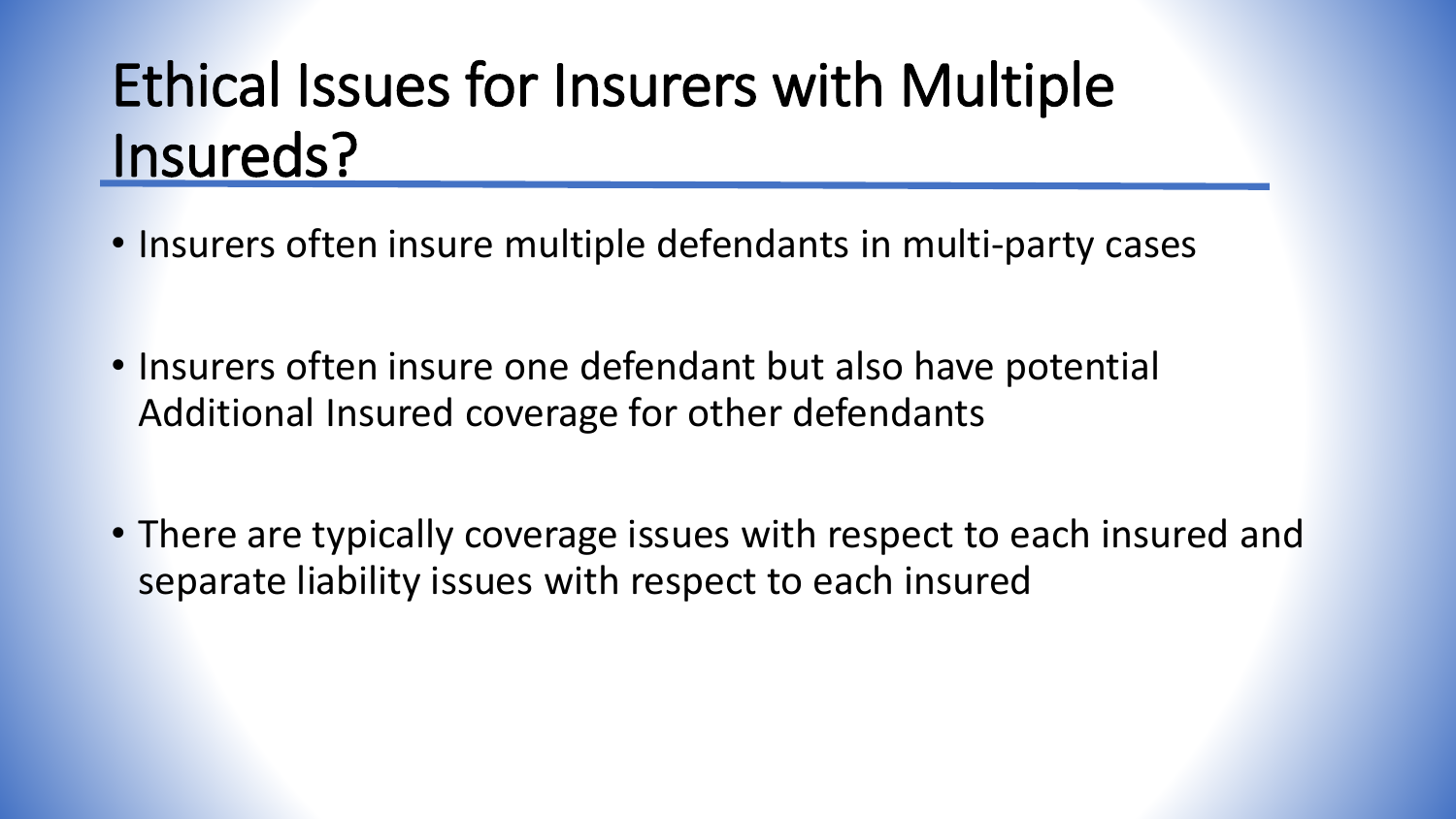# Ethical Issues for Insurers with Multiple Insureds?

- Insurers often insure multiple defendants in multi-party cases
- Insurers often insure one defendant but also have potential Additional Insured coverage for other defendants
- There are typically coverage issues with respect to each insured and separate liability issues with respect to each insured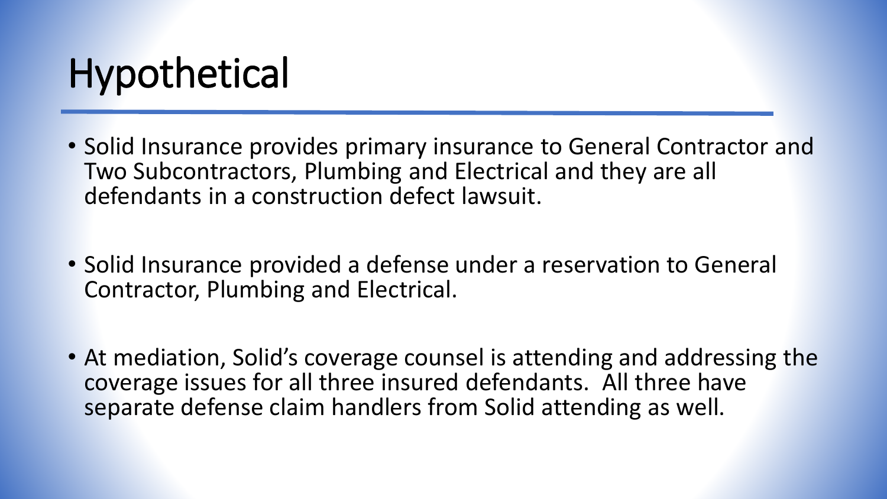# Hypothetical

- Solid Insurance provides primary insurance to General Contractor and Two Subcontractors, Plumbing and Electrical and they are all defendants in a construction defect lawsuit.
- Solid Insurance provided a defense under a reservation to General Contractor, Plumbing and Electrical.
- At mediation, Solid's coverage counsel is attending and addressing the coverage issues for all three insured defendants. All three have separate defense claim handlers from Solid attending as well.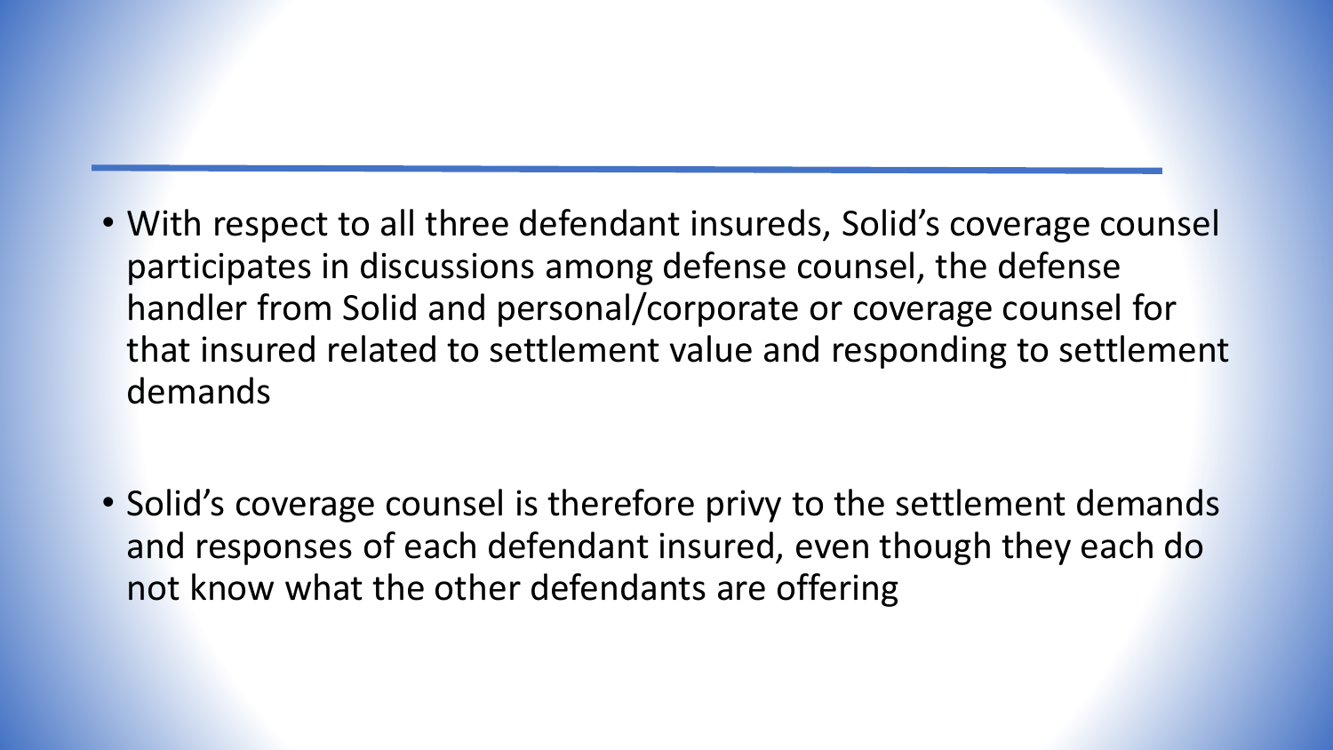- With respect to all three defendant insureds, Solid's coverage counsel participates in discussions among defense counsel, the defense handler from Solid and personal/corporate or coverage counsel for that insured related to settlement value and responding to settlement demands

- Solid's coverage counsel is therefore privy to the settlement demands and responses of each defendant insured, even though they each do not know what the other defendants are offering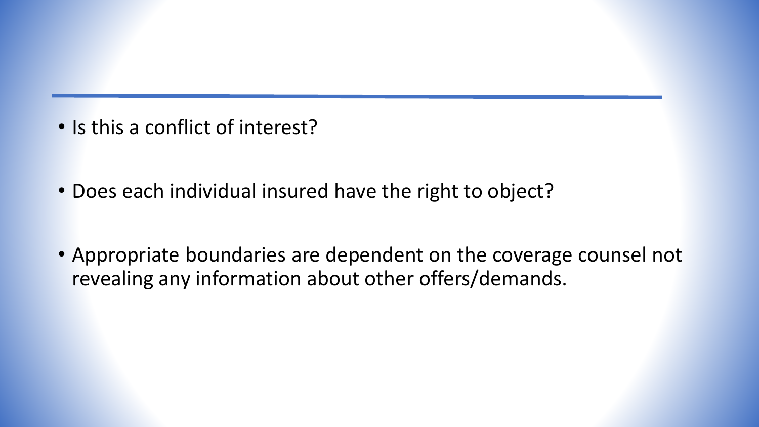- Is this a conflict of interest?

- Does each individual insured have the right to object?

- Appropriate boundaries are dependent on the coverage counsel not revealing any information about other offers/demands.